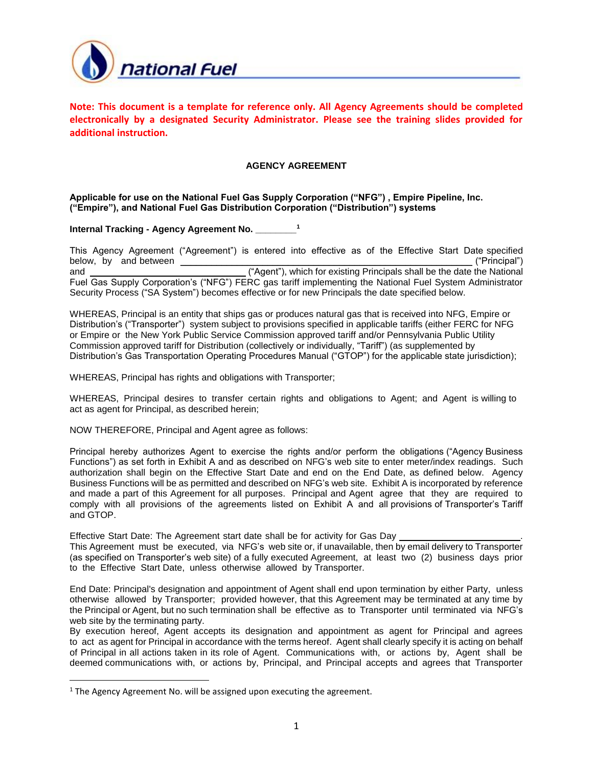**Note: This document is a template for reference only. All Agency Agreements should be completed electronically by a designated Security Administrator. Please see the training slides provided for additional instruction.**

# AGENCY AGREEMENT

**Applicable for use on the National Fuel Gas Supply Corporation ("NFG") , Empire Pipeline, Inc. ("Empire"), and National Fuel Gas Distribution Corporation ("Distribution") systems**

**Internal Tracking - Agency Agreement No. ________**[1]

This Agency Agreement ("Agreement") is entered into effective as of the Effective Start Date specified below, by and between ______________________________ ("Principal") and ________________ ("Agent"), which for existing Principals shall be the date the National Fuel Gas Supply Corporation's ("NFG") FERC gas tariff implementing the National Fuel System Administrator Security Process ("SA System") becomes effective or for new Principals the date specified below.

WHEREAS, Principal is an entity that ships gas or produces natural gas that is received into NFG, Empire or Distribution's ("Transporter") system subject to provisions specified in applicable tariffs (either FERC for NFG or Empire or the New York Public Service Commission approved tariff and/or Pennsylvania Public Utility Commission approved tariff for Distribution (collectively or individually, "Tariff") (as supplemented by Distribution's Gas Transportation Operating Procedures Manual ("GTOP") for the applicable state jurisdiction);

WHEREAS, Principal has rights and obligations with Transporter;

WHEREAS, Principal desires to transfer certain rights and obligations to Agent; and Agent is willing to act as agent for Principal, as described herein;

NOW THEREFORE, Principal and Agent agree as follows:

Principal hereby authorizes Agent to exercise the rights and/or perform the obligations ("Agency Business Functions") as set forth in Exhibit A and as described on NFG's web site to enter meter/index readings. Such authorization shall begin on the Effective Start Date and end on the End Date, as defined below. Agency Business Functions will be as permitted and described on NFG's web site. Exhibit A is incorporated by reference and made a part of this Agreement for all purposes. Principal and Agent agree that they are required to comply with all provisions of the agreements listed on Exhibit A and all provisions of Transporter's Tariff and GTOP.

Effective Start Date: The Agreement start date shall be for activity for Gas Day ______________________. This Agreement must be executed, via NFG's web site or, if unavailable, then by email delivery to Transporter (as specified on Transporter's web site) of a fully executed Agreement, at least two (2) business days prior to the Effective Start Date, unless otherwise allowed by Transporter.

End Date: Principal's designation and appointment of Agent shall end upon termination by either Party, unless otherwise allowed by Transporter; provided however, that this Agreement may be terminated at any time by the Principal or Agent, but no such termination shall be effective as to Transporter until terminated via NFG's web site by the terminating party.
By execution hereof, Agent accepts its designation and appointment as agent for Principal and agrees to act as agent for Principal in accordance with the terms hereof. Agent shall clearly specify it is acting on behalf of Principal in all actions taken in its role of Agent. Communications with, or actions by, Agent shall be deemed communications with, or actions by, Principal, and Principal accepts and agrees that Transporter

---

[1] The Agency Agreement No. will be assigned upon executing the agreement.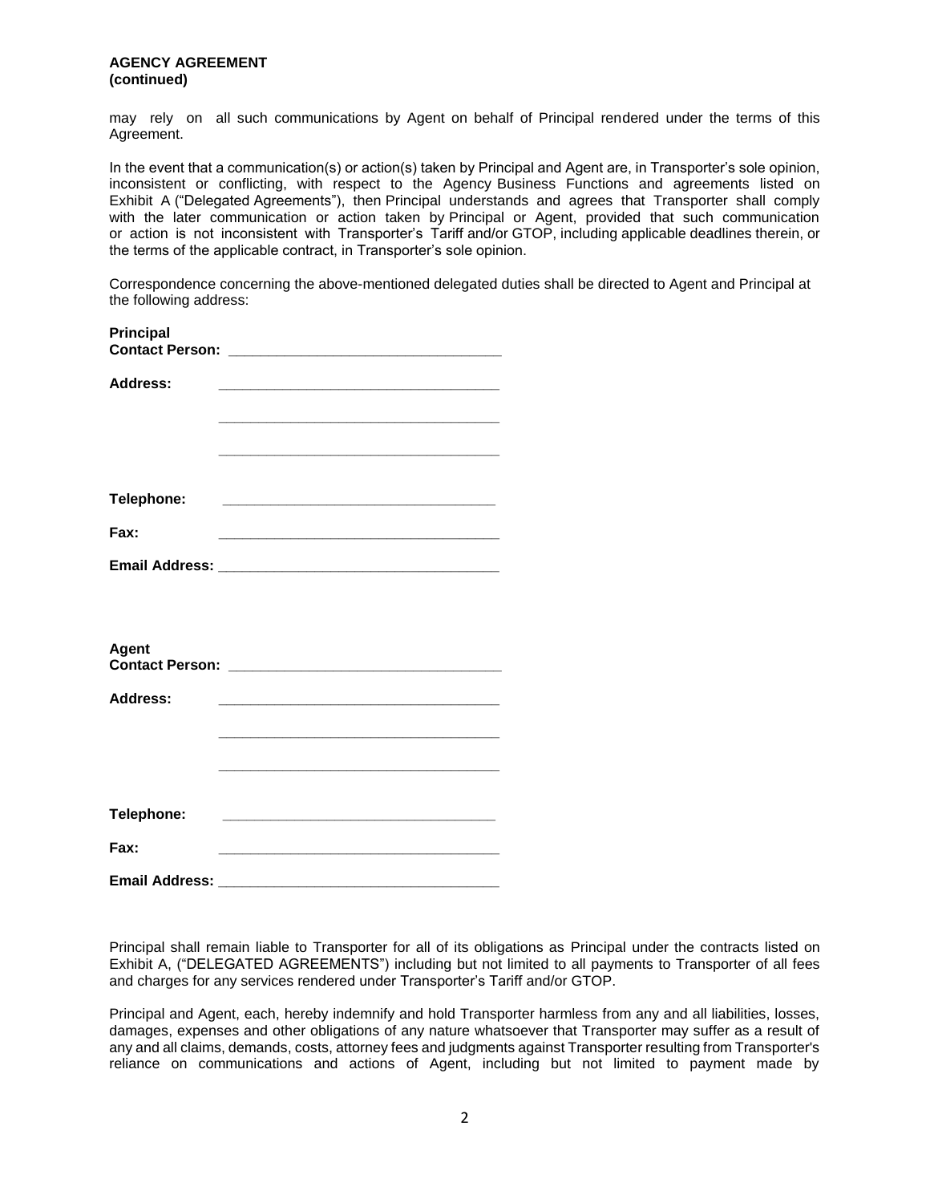**AGENCY AGREEMENT**
**(continued)**

may rely on all such communications by Agent on behalf of Principal rendered under the terms of this Agreement.

In the event that a communication(s) or action(s) taken by Principal and Agent are, in Transporter's sole opinion, inconsistent or conflicting, with respect to the Agency Business Functions and agreements listed on Exhibit A ("Delegated Agreements"), then Principal understands and agrees that Transporter shall comply with the later communication or action taken by Principal or Agent, provided that such communication or action is not inconsistent with Transporter's Tariff and/or GTOP, including applicable deadlines therein, or the terms of the applicable contract, in Transporter's sole opinion.

Correspondence concerning the above-mentioned delegated duties shall be directed to Agent and Principal at the following address:

**Principal**
**Contact Person:** ___________________________________

**Address:** ___________________________________

___________________________________

___________________________________

**Telephone:** ___________________________________

**Fax:** ___________________________________

**Email Address:** ___________________________________

**Agent**
**Contact Person:** ___________________________________

**Address:** ___________________________________

___________________________________

___________________________________

**Telephone:** ___________________________________

**Fax:** ___________________________________

**Email Address:** ___________________________________

Principal shall remain liable to Transporter for all of its obligations as Principal under the contracts listed on Exhibit A, ("DELEGATED AGREEMENTS") including but not limited to all payments to Transporter of all fees and charges for any services rendered under Transporter's Tariff and/or GTOP.

Principal and Agent, each, hereby indemnify and hold Transporter harmless from any and all liabilities, losses, damages, expenses and other obligations of any nature whatsoever that Transporter may suffer as a result of any and all claims, demands, costs, attorney fees and judgments against Transporter resulting from Transporter's reliance on communications and actions of Agent, including but not limited to payment made by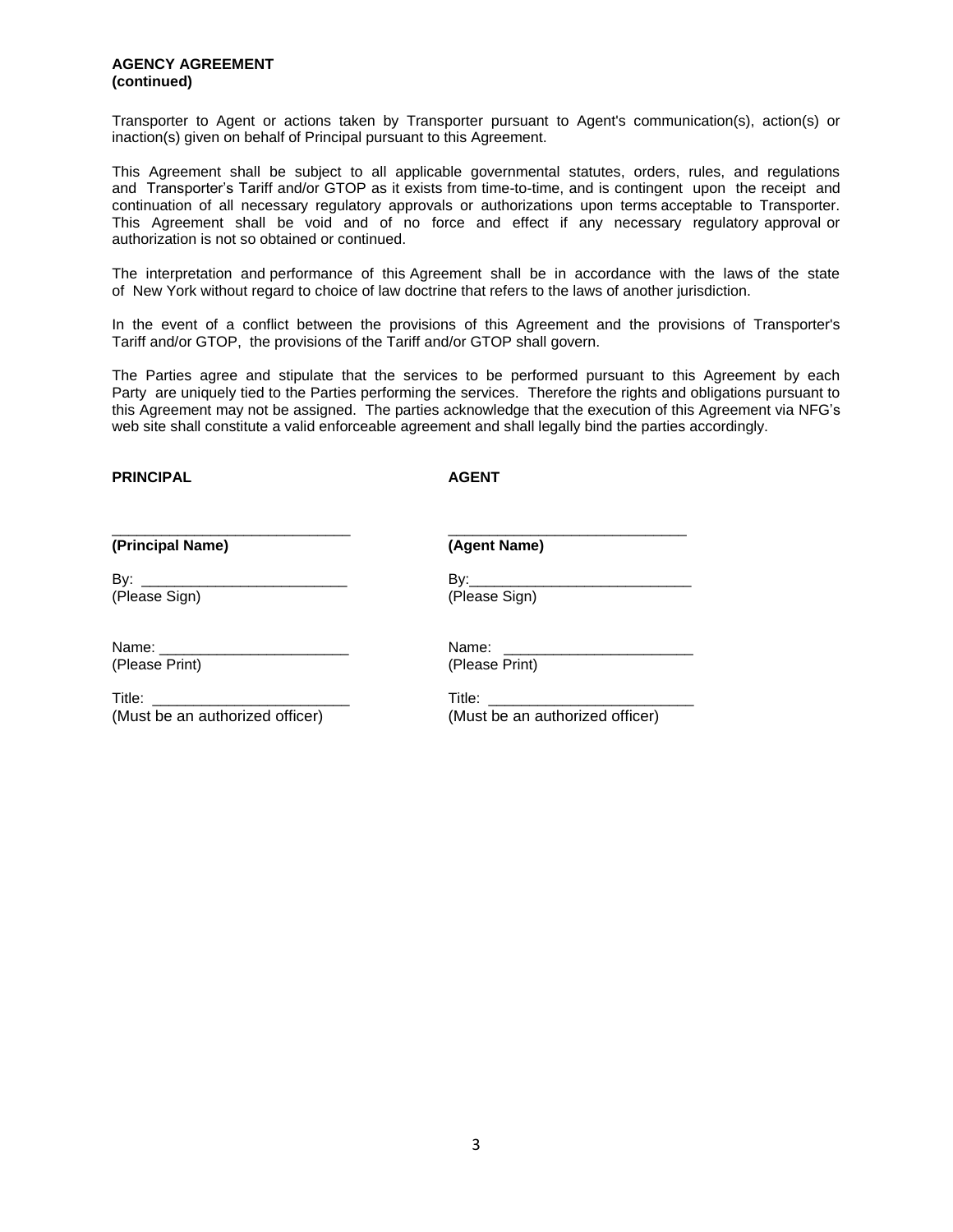**AGENCY AGREEMENT**
**(continued)**

Transporter to Agent or actions taken by Transporter pursuant to Agent's communication(s), action(s) or inaction(s) given on behalf of Principal pursuant to this Agreement.

This Agreement shall be subject to all applicable governmental statutes, orders, rules, and regulations and Transporter's Tariff and/or GTOP as it exists from time-to-time, and is contingent upon the receipt and continuation of all necessary regulatory approvals or authorizations upon terms acceptable to Transporter. This Agreement shall be void and of no force and effect if any necessary regulatory approval or authorization is not so obtained or continued.

The interpretation and performance of this Agreement shall be in accordance with the laws of the state of New York without regard to choice of law doctrine that refers to the laws of another jurisdiction.

In the event of a conflict between the provisions of this Agreement and the provisions of Transporter's Tariff and/or GTOP, the provisions of the Tariff and/or GTOP shall govern.

The Parties agree and stipulate that the services to be performed pursuant to this Agreement by each Party are uniquely tied to the Parties performing the services. Therefore the rights and obligations pursuant to this Agreement may not be assigned. The parties acknowledge that the execution of this Agreement via NFG's web site shall constitute a valid enforceable agreement and shall legally bind the parties accordingly.

| **PRINCIPAL** | **AGENT** |
|---|---|
| _____________________________ | _____________________________ |
| **(Principal Name)** | **(Agent Name)** |
| By: _________________________ | By:___________________________ |
| (Please Sign) | (Please Sign) |
| Name: _______________________ | Name: _______________________ |
| (Please Print) | (Please Print) |
| Title: ________________________ | Title: _________________________ |
| (Must be an authorized officer) | (Must be an authorized officer) |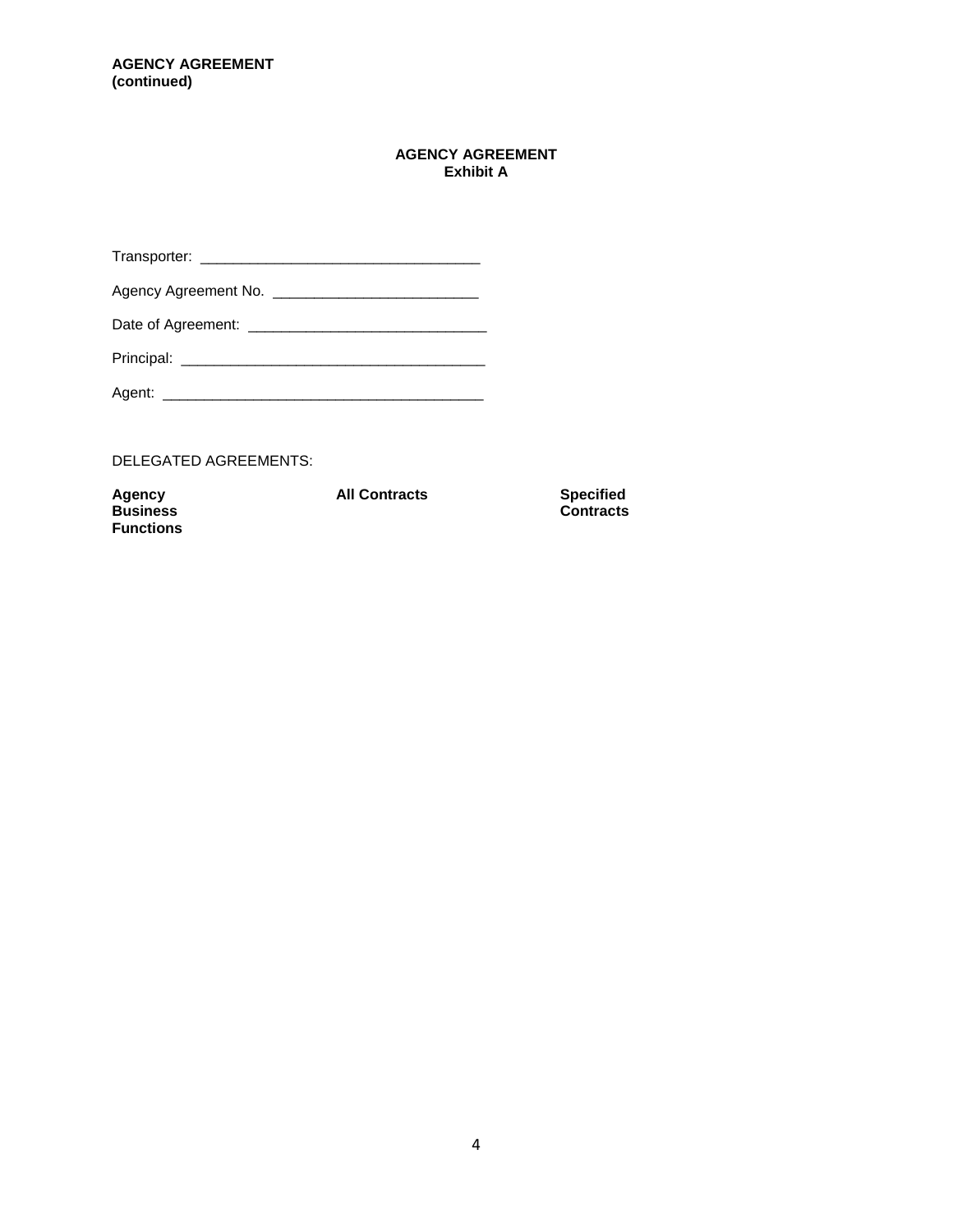**AGENCY AGREEMENT**
**(continued)**

## AGENCY AGREEMENT
### Exhibit A

Transporter: ___________________________________

Agency Agreement No. __________________________

Date of Agreement: ______________________________

Principal: ______________________________________

Agent: _________________________________________

DELEGATED AGREEMENTS:

| **Agency Business Functions** | **All Contracts** | **Specified Contracts** |
|---|---|---|